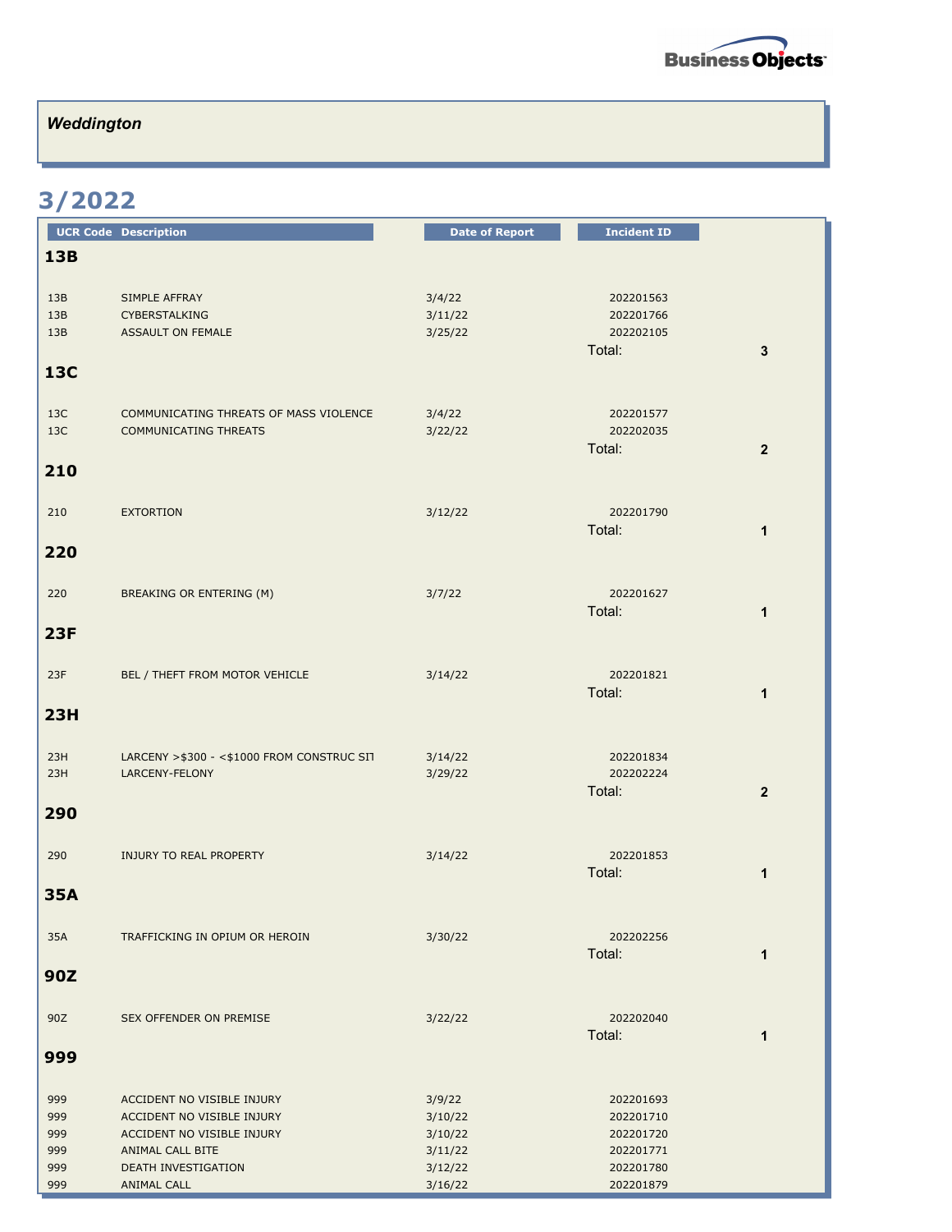*Weddington*

## 3/2022

| UCR Code | Description | Date of Report | Incident ID | |
|---|---|---|---|---|
| **13B** | | | | |
| 13B | SIMPLE AFFRAY | 3/4/22 | 202201563 | |
| 13B | CYBERSTALKING | 3/11/22 | 202201766 | |
| 13B | ASSAULT ON FEMALE | 3/25/22 | 202202105 | |
| | | | Total: | **3** |
| **13C** | | | | |
| 13C | COMMUNICATING THREATS OF MASS VIOLENCE | 3/4/22 | 202201577 | |
| 13C | COMMUNICATING THREATS | 3/22/22 | 202202035 | |
| | | | Total: | **2** |
| **210** | | | | |
| 210 | EXTORTION | 3/12/22 | 202201790 | |
| | | | Total: | **1** |
| **220** | | | | |
| 220 | BREAKING OR ENTERING (M) | 3/7/22 | 202201627 | |
| | | | Total: | **1** |
| **23F** | | | | |
| 23F | BEL / THEFT FROM MOTOR VEHICLE | 3/14/22 | 202201821 | |
| | | | Total: | **1** |
| **23H** | | | | |
| 23H | LARCENY >$300 - <$1000 FROM CONSTRUC SIT | 3/14/22 | 202201834 | |
| 23H | LARCENY-FELONY | 3/29/22 | 202202224 | |
| | | | Total: | **2** |
| **290** | | | | |
| 290 | INJURY TO REAL PROPERTY | 3/14/22 | 202201853 | |
| | | | Total: | **1** |
| **35A** | | | | |
| 35A | TRAFFICKING IN OPIUM OR HEROIN | 3/30/22 | 202202256 | |
| | | | Total: | **1** |
| **90Z** | | | | |
| 90Z | SEX OFFENDER ON PREMISE | 3/22/22 | 202202040 | |
| | | | Total: | **1** |
| **999** | | | | |
| 999 | ACCIDENT NO VISIBLE INJURY | 3/9/22 | 202201693 | |
| 999 | ACCIDENT NO VISIBLE INJURY | 3/10/22 | 202201710 | |
| 999 | ACCIDENT NO VISIBLE INJURY | 3/10/22 | 202201720 | |
| 999 | ANIMAL CALL BITE | 3/11/22 | 202201771 | |
| 999 | DEATH INVESTIGATION | 3/12/22 | 202201780 | |
| 999 | ANIMAL CALL | 3/16/22 | 202201879 | |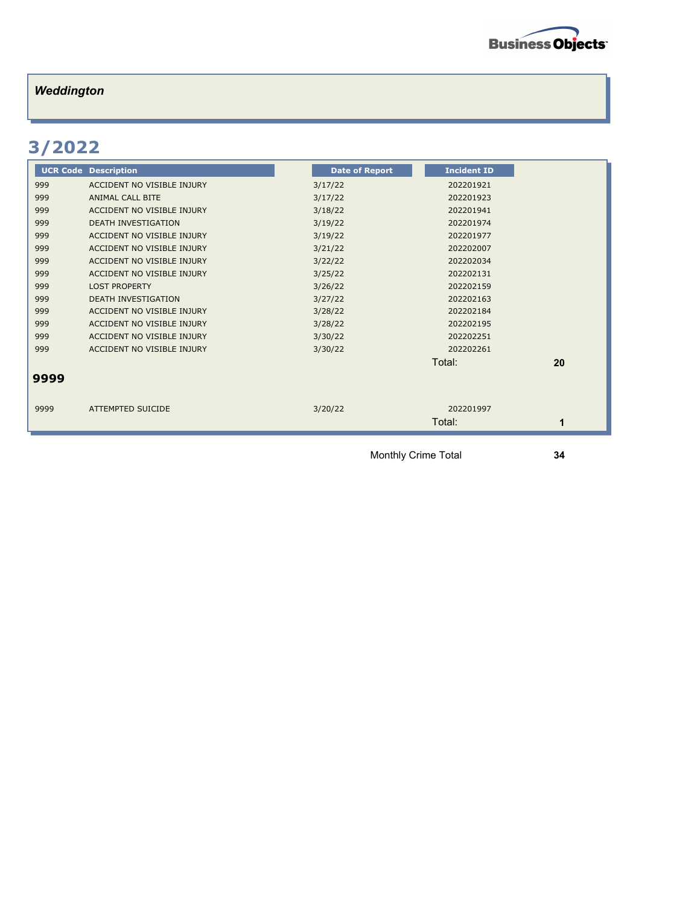*Weddington*

## 3/2022

| UCR Code | Description | Date of Report | Incident ID | |
|---|---|---|---|---|
| 999 | ACCIDENT NO VISIBLE INJURY | 3/17/22 | 202201921 | |
| 999 | ANIMAL CALL BITE | 3/17/22 | 202201923 | |
| 999 | ACCIDENT NO VISIBLE INJURY | 3/18/22 | 202201941 | |
| 999 | DEATH INVESTIGATION | 3/19/22 | 202201974 | |
| 999 | ACCIDENT NO VISIBLE INJURY | 3/19/22 | 202201977 | |
| 999 | ACCIDENT NO VISIBLE INJURY | 3/21/22 | 202202007 | |
| 999 | ACCIDENT NO VISIBLE INJURY | 3/22/22 | 202202034 | |
| 999 | ACCIDENT NO VISIBLE INJURY | 3/25/22 | 202202131 | |
| 999 | LOST PROPERTY | 3/26/22 | 202202159 | |
| 999 | DEATH INVESTIGATION | 3/27/22 | 202202163 | |
| 999 | ACCIDENT NO VISIBLE INJURY | 3/28/22 | 202202184 | |
| 999 | ACCIDENT NO VISIBLE INJURY | 3/28/22 | 202202195 | |
| 999 | ACCIDENT NO VISIBLE INJURY | 3/30/22 | 202202251 | |
| 999 | ACCIDENT NO VISIBLE INJURY | 3/30/22 | 202202261 | |
| | | | Total: | **20** |
| **9999** | | | | |
| 9999 | ATTEMPTED SUICIDE | 3/20/22 | 202201997 | |
| | | | Total: | **1** |

Monthly Crime Total **34**